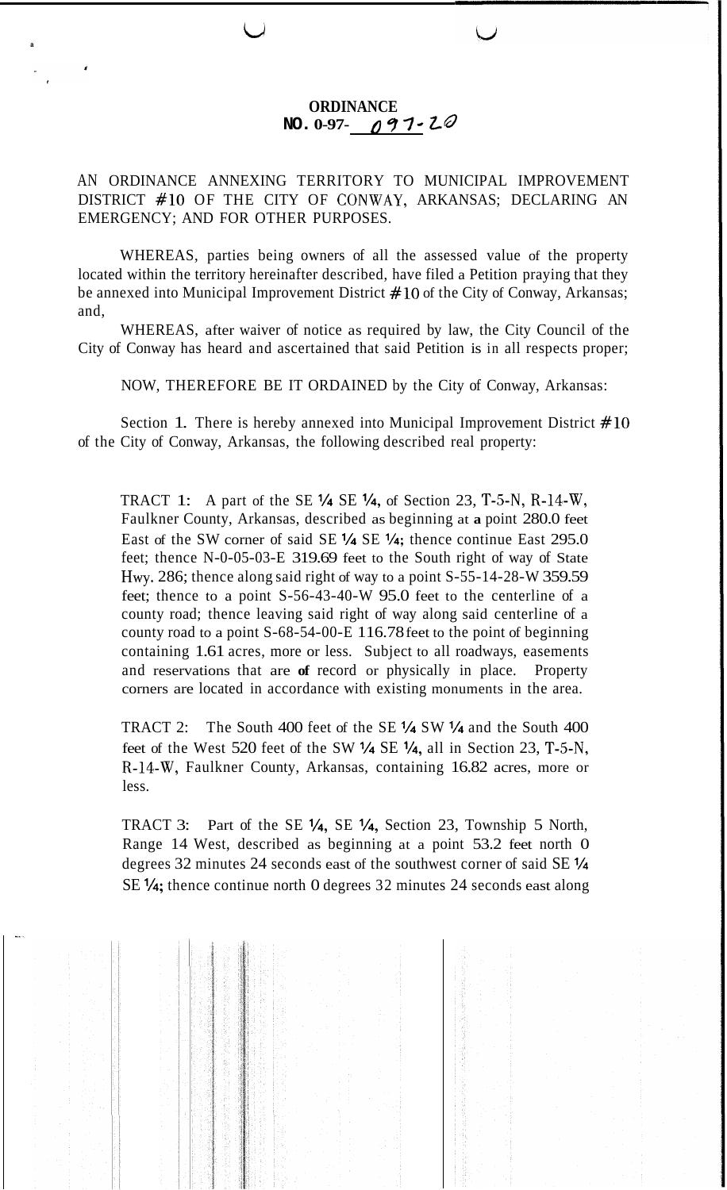# ORDINANCE
## NO. 0-97-097-20

AN ORDINANCE ANNEXING TERRITORY TO MUNICIPAL IMPROVEMENT DISTRICT #10 OF THE CITY OF CONWAY, ARKANSAS; DECLARING AN EMERGENCY; AND FOR OTHER PURPOSES.

WHEREAS, parties being owners of all the assessed value of the property located within the territory hereinafter described, have filed a Petition praying that they be annexed into Municipal Improvement District #10 of the City of Conway, Arkansas; and,

WHEREAS, after waiver of notice as required by law, the City Council of the City of Conway has heard and ascertained that said Petition is in all respects proper;

NOW, THEREFORE BE IT ORDAINED by the City of Conway, Arkansas:

Section 1. There is hereby annexed into Municipal Improvement District #10 of the City of Conway, Arkansas, the following described real property:

TRACT 1: A part of the SE ¼ SE ¼, of Section 23, T-5-N, R-14-W, Faulkner County, Arkansas, described as beginning at a point 280.0 feet East of the SW corner of said SE ¼ SE ¼; thence continue East 295.0 feet; thence N-0-05-03-E 319.69 feet to the South right of way of State Hwy. 286; thence along said right of way to a point S-55-14-28-W 359.59 feet; thence to a point S-56-43-40-W 95.0 feet to the centerline of a county road; thence leaving said right of way along said centerline of a county road to a point S-68-54-00-E 116.78 feet to the point of beginning containing 1.61 acres, more or less. Subject to all roadways, easements and reservations that are of record or physically in place. Property corners are located in accordance with existing monuments in the area.

TRACT 2: The South 400 feet of the SE ¼ SW ¼ and the South 400 feet of the West 520 feet of the SW ¼ SE ¼, all in Section 23, T-5-N, R-14-W, Faulkner County, Arkansas, containing 16.82 acres, more or less.

TRACT 3: Part of the SE ¼, SE ¼, Section 23, Township 5 North, Range 14 West, described as beginning at a point 53.2 feet north 0 degrees 32 minutes 24 seconds east of the southwest corner of said SE ¼ SE ¼; thence continue north 0 degrees 32 minutes 24 seconds east along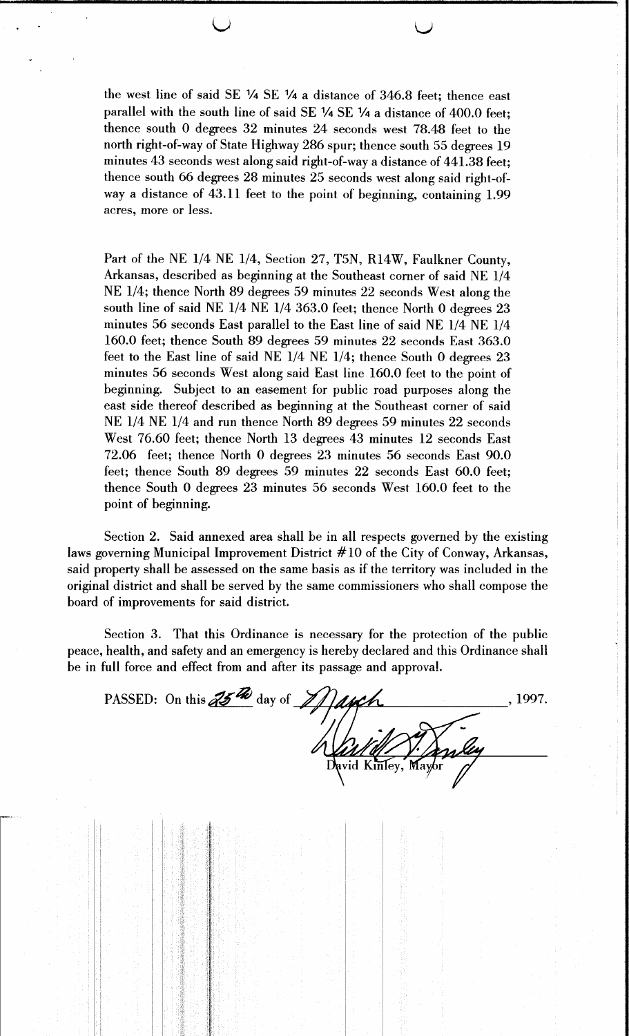the west line of said SE ¼ SE ¼ a distance of 346.8 feet; thence east parallel with the south line of said SE ¼ SE ¼ a distance of 400.0 feet; thence south 0 degrees 32 minutes 24 seconds west 78.48 feet to the north right-of-way of State Highway 286 spur; thence south 55 degrees 19 minutes 43 seconds west along said right-of-way a distance of 441.38 feet; thence south 66 degrees 28 minutes 25 seconds west along said right-of-way a distance of 43.11 feet to the point of beginning, containing 1.99 acres, more or less.

Part of the NE 1/4 NE 1/4, Section 27, T5N, R14W, Faulkner County, Arkansas, described as beginning at the Southeast corner of said NE 1/4 NE 1/4; thence North 89 degrees 59 minutes 22 seconds West along the south line of said NE 1/4 NE 1/4 363.0 feet; thence North 0 degrees 23 minutes 56 seconds East parallel to the East line of said NE 1/4 NE 1/4 160.0 feet; thence South 89 degrees 59 minutes 22 seconds East 363.0 feet to the East line of said NE 1/4 NE 1/4; thence South 0 degrees 23 minutes 56 seconds West along said East line 160.0 feet to the point of beginning. Subject to an easement for public road purposes along the east side thereof described as beginning at the Southeast corner of said NE 1/4 NE 1/4 and run thence North 89 degrees 59 minutes 22 seconds West 76.60 feet; thence North 13 degrees 43 minutes 12 seconds East 72.06 feet; thence North 0 degrees 23 minutes 56 seconds East 90.0 feet; thence South 89 degrees 59 minutes 22 seconds East 60.0 feet; thence South 0 degrees 23 minutes 56 seconds West 160.0 feet to the point of beginning.

Section 2. Said annexed area shall be in all respects governed by the existing laws governing Municipal Improvement District #10 of the City of Conway, Arkansas, said property shall be assessed on the same basis as if the territory was included in the original district and shall be served by the same commissioners who shall compose the board of improvements for said district.

Section 3. That this Ordinance is necessary for the protection of the public peace, health, and safety and an emergency is hereby declared and this Ordinance shall be in full force and effect from and after its passage and approval.

PASSED: On this 25th day of March, 1997.

David Kinley, Mayor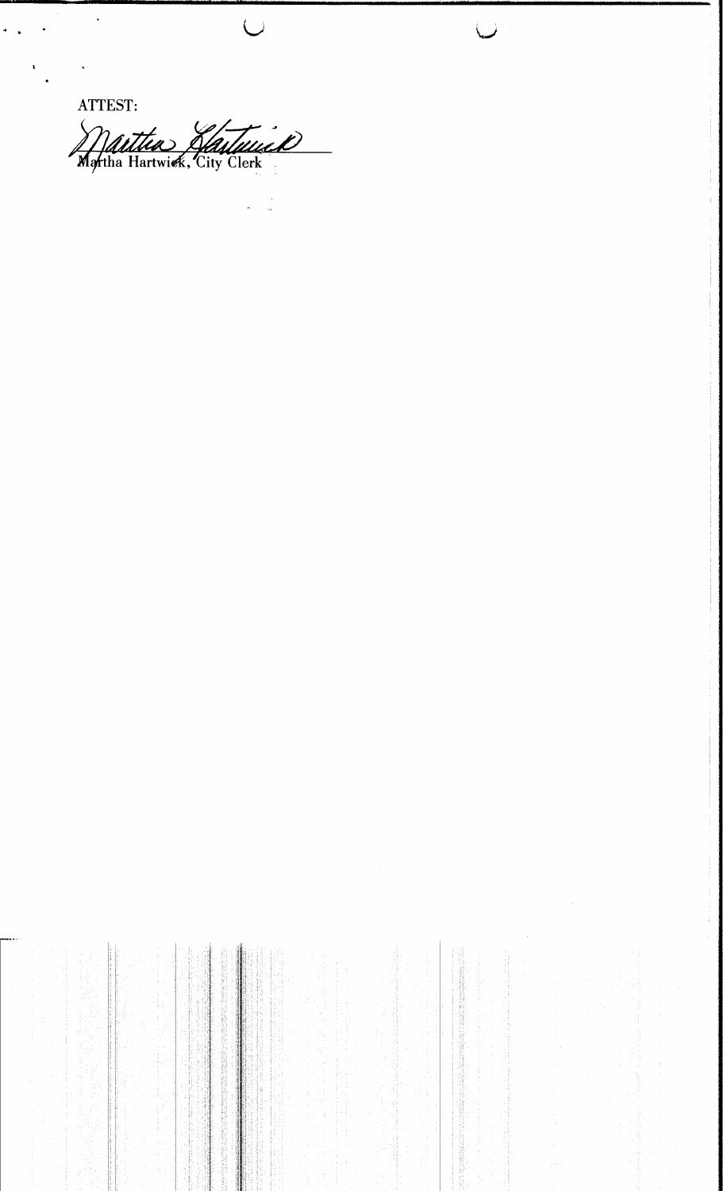ATTEST:

Martha Hartwick, City Clerk